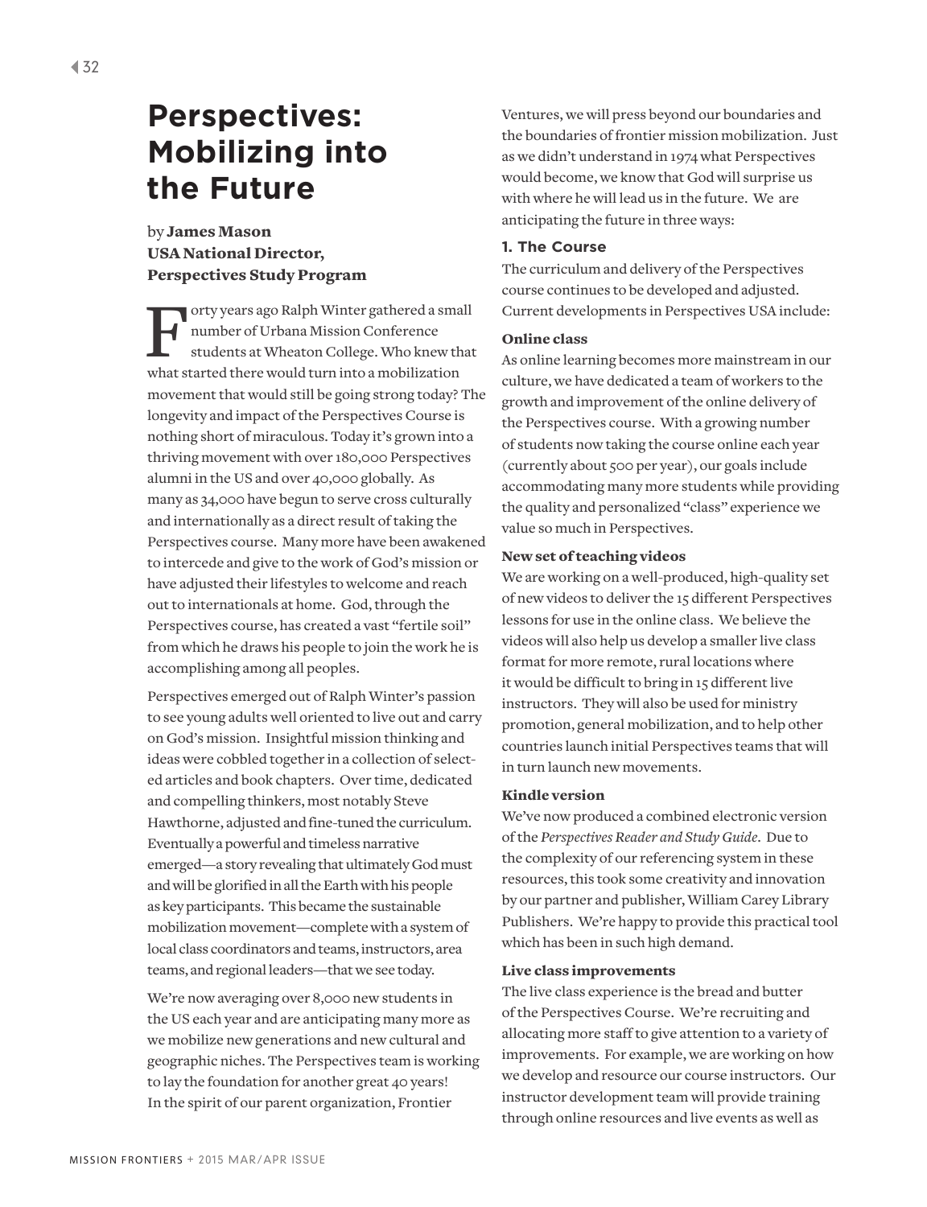# Perspectives: Mobilizing into the Future

by **James Mason**
**USA National Director, Perspectives Study Program**

Forty years ago Ralph Winter gathered a small number of Urbana Mission Conference students at Wheaton College. Who knew that what started there would turn into a mobilization movement that would still be going strong today? The longevity and impact of the Perspectives Course is nothing short of miraculous. Today it's grown into a thriving movement with over 180,000 Perspectives alumni in the US and over 40,000 globally. As many as 34,000 have begun to serve cross culturally and internationally as a direct result of taking the Perspectives course. Many more have been awakened to intercede and give to the work of God's mission or have adjusted their lifestyles to welcome and reach out to internationals at home. God, through the Perspectives course, has created a vast "fertile soil" from which he draws his people to join the work he is accomplishing among all peoples.

Perspectives emerged out of Ralph Winter's passion to see young adults well oriented to live out and carry on God's mission. Insightful mission thinking and ideas were cobbled together in a collection of selected articles and book chapters. Over time, dedicated and compelling thinkers, most notably Steve Hawthorne, adjusted and fine-tuned the curriculum. Eventually a powerful and timeless narrative emerged—a story revealing that ultimately God must and will be glorified in all the Earth with his people as key participants. This became the sustainable mobilization movement—complete with a system of local class coordinators and teams, instructors, area teams, and regional leaders—that we see today.

We're now averaging over 8,000 new students in the US each year and are anticipating many more as we mobilize new generations and new cultural and geographic niches. The Perspectives team is working to lay the foundation for another great 40 years! In the spirit of our parent organization, Frontier Ventures, we will press beyond our boundaries and the boundaries of frontier mission mobilization. Just as we didn't understand in 1974 what Perspectives would become, we know that God will surprise us with where he will lead us in the future. We are anticipating the future in three ways:

### 1. The Course

The curriculum and delivery of the Perspectives course continues to be developed and adjusted. Current developments in Perspectives USA include:

#### Online class

As online learning becomes more mainstream in our culture, we have dedicated a team of workers to the growth and improvement of the online delivery of the Perspectives course. With a growing number of students now taking the course online each year (currently about 500 per year), our goals include accommodating many more students while providing the quality and personalized "class" experience we value so much in Perspectives.

#### New set of teaching videos

We are working on a well-produced, high-quality set of new videos to deliver the 15 different Perspectives lessons for use in the online class. We believe the videos will also help us develop a smaller live class format for more remote, rural locations where it would be difficult to bring in 15 different live instructors. They will also be used for ministry promotion, general mobilization, and to help other countries launch initial Perspectives teams that will in turn launch new movements.

#### Kindle version

We've now produced a combined electronic version of the *Perspectives Reader and Study Guide*. Due to the complexity of our referencing system in these resources, this took some creativity and innovation by our partner and publisher, William Carey Library Publishers. We're happy to provide this practical tool which has been in such high demand.

#### Live class improvements

The live class experience is the bread and butter of the Perspectives Course. We're recruiting and allocating more staff to give attention to a variety of improvements. For example, we are working on how we develop and resource our course instructors. Our instructor development team will provide training through online resources and live events as well as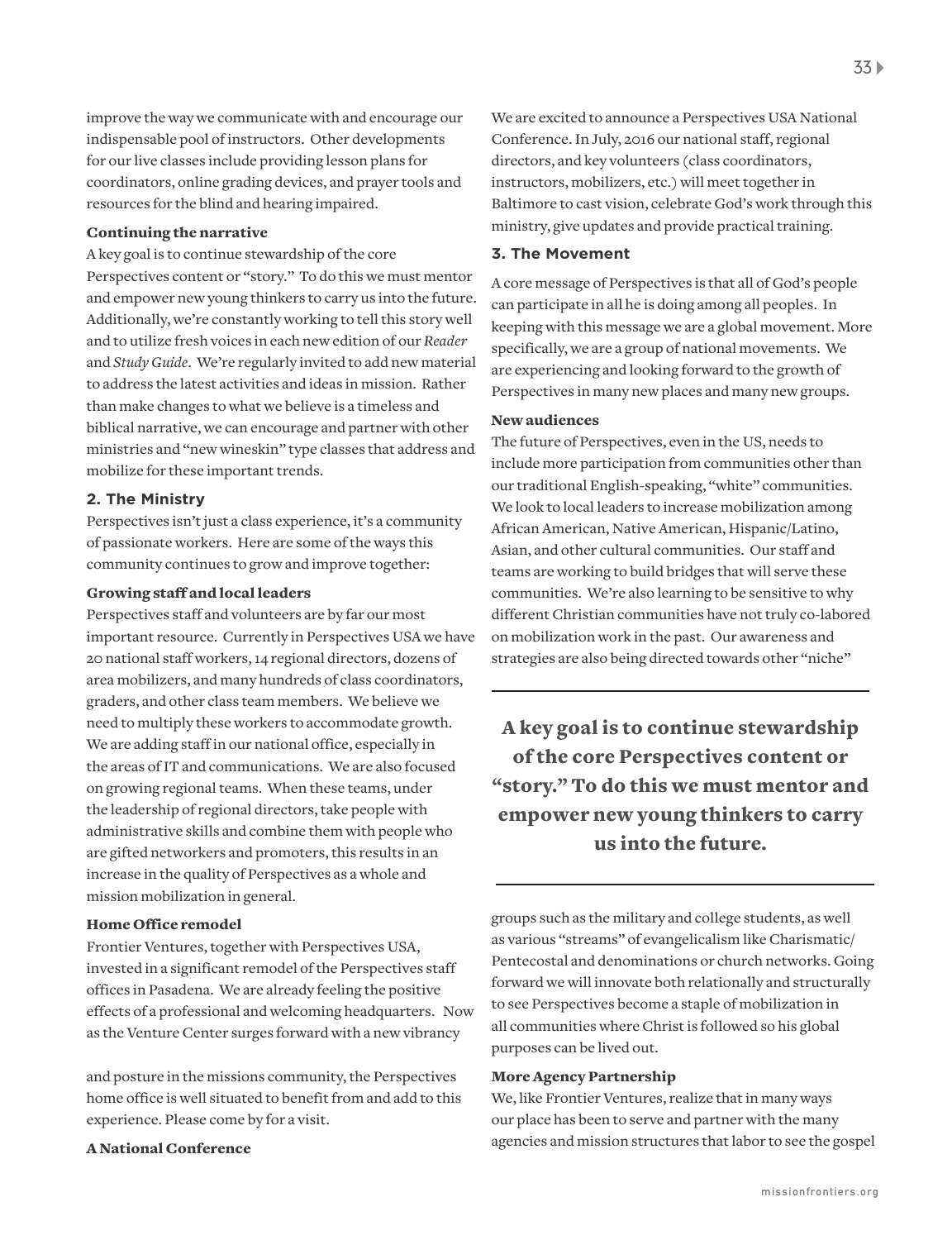improve the way we communicate with and encourage our indispensable pool of instructors. Other developments for our live classes include providing lesson plans for coordinators, online grading devices, and prayer tools and resources for the blind and hearing impaired.

#### Continuing the narrative

A key goal is to continue stewardship of the core Perspectives content or "story." To do this we must mentor and empower new young thinkers to carry us into the future. Additionally, we're constantly working to tell this story well and to utilize fresh voices in each new edition of our *Reader* and *Study Guide*. We're regularly invited to add new material to address the latest activities and ideas in mission. Rather than make changes to what we believe is a timeless and biblical narrative, we can encourage and partner with other ministries and "new wineskin" type classes that address and mobilize for these important trends.

### 2. The Ministry

Perspectives isn't just a class experience, it's a community of passionate workers. Here are some of the ways this community continues to grow and improve together:

#### Growing staff and local leaders

Perspectives staff and volunteers are by far our most important resource. Currently in Perspectives USA we have 20 national staff workers, 14 regional directors, dozens of area mobilizers, and many hundreds of class coordinators, graders, and other class team members. We believe we need to multiply these workers to accommodate growth. We are adding staff in our national office, especially in the areas of IT and communications. We are also focused on growing regional teams. When these teams, under the leadership of regional directors, take people with administrative skills and combine them with people who are gifted networkers and promoters, this results in an increase in the quality of Perspectives as a whole and mission mobilization in general.

#### Home Office remodel

Frontier Ventures, together with Perspectives USA, invested in a significant remodel of the Perspectives staff offices in Pasadena. We are already feeling the positive effects of a professional and welcoming headquarters. Now as the Venture Center surges forward with a new vibrancy and posture in the missions community, the Perspectives home office is well situated to benefit from and add to this experience. Please come by for a visit.

#### A National Conference

We are excited to announce a Perspectives USA National Conference. In July, 2016 our national staff, regional directors, and key volunteers (class coordinators, instructors, mobilizers, etc.) will meet together in Baltimore to cast vision, celebrate God's work through this ministry, give updates and provide practical training.

### 3. The Movement

A core message of Perspectives is that all of God's people can participate in all he is doing among all peoples. In keeping with this message we are a global movement. More specifically, we are a group of national movements. We are experiencing and looking forward to the growth of Perspectives in many new places and many new groups.

#### New audiences

The future of Perspectives, even in the US, needs to include more participation from communities other than our traditional English-speaking, "white" communities. We look to local leaders to increase mobilization among African American, Native American, Hispanic/Latino, Asian, and other cultural communities. Our staff and teams are working to build bridges that will serve these communities. We're also learning to be sensitive to why different Christian communities have not truly co-labored on mobilization work in the past. Our awareness and strategies are also being directed towards other "niche" groups such as the military and college students, as well as various "streams" of evangelicalism like Charismatic/Pentecostal and denominations or church networks. Going forward we will innovate both relationally and structurally to see Perspectives become a staple of mobilization in all communities where Christ is followed so his global purposes can be lived out.

> **A key goal is to continue stewardship of the core Perspectives content or "story." To do this we must mentor and empower new young thinkers to carry us into the future.**

#### More Agency Partnership

We, like Frontier Ventures, realize that in many ways our place has been to serve and partner with the many agencies and mission structures that labor to see the gospel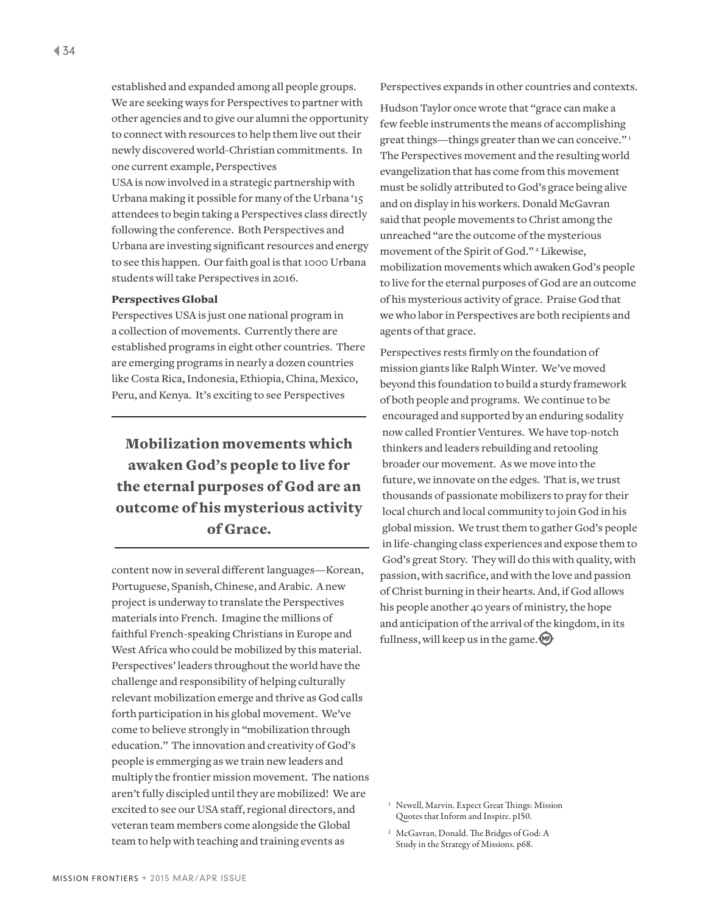established and expanded among all people groups. We are seeking ways for Perspectives to partner with other agencies and to give our alumni the opportunity to connect with resources to help them live out their newly discovered world-Christian commitments. In one current example, Perspectives USA is now involved in a strategic partnership with Urbana making it possible for many of the Urbana '15 attendees to begin taking a Perspectives class directly following the conference. Both Perspectives and Urbana are investing significant resources and energy to see this happen. Our faith goal is that 1000 Urbana students will take Perspectives in 2016.

**Perspectives Global**

Perspectives USA is just one national program in a collection of movements. Currently there are established programs in eight other countries. There are emerging programs in nearly a dozen countries like Costa Rica, Indonesia, Ethiopia, China, Mexico, Peru, and Kenya. It's exciting to see Perspectives content now in several different languages—Korean, Portuguese, Spanish, Chinese, and Arabic. A new project is underway to translate the Perspectives materials into French. Imagine the millions of faithful French-speaking Christians in Europe and West Africa who could be mobilized by this material. Perspectives' leaders throughout the world have the challenge and responsibility of helping culturally relevant mobilization emerge and thrive as God calls forth participation in his global movement. We've come to believe strongly in "mobilization through education." The innovation and creativity of God's people is emmerging as we train new leaders and multiply the frontier mission movement. The nations aren't fully discipled until they are mobilized! We are excited to see our USA staff, regional directors, and veteran team members come alongside the Global team to help with teaching and training events as Perspectives expands in other countries and contexts.

**Mobilization movements which awaken God's people to live for the eternal purposes of God are an outcome of his mysterious activity of Grace.**

Hudson Taylor once wrote that "grace can make a few feeble instruments the means of accomplishing great things—things greater than we can conceive." [1] The Perspectives movement and the resulting world evangelization that has come from this movement must be solidly attributed to God's grace being alive and on display in his workers. Donald McGavran said that people movements to Christ among the unreached "are the outcome of the mysterious movement of the Spirit of God." [2] Likewise, mobilization movements which awaken God's people to live for the eternal purposes of God are an outcome of his mysterious activity of grace. Praise God that we who labor in Perspectives are both recipients and agents of that grace.

Perspectives rests firmly on the foundation of mission giants like Ralph Winter. We've moved beyond this foundation to build a sturdy framework of both people and programs. We continue to be encouraged and supported by an enduring sodality now called Frontier Ventures. We have top-notch thinkers and leaders rebuilding and retooling broader our movement. As we move into the future, we innovate on the edges. That is, we trust thousands of passionate mobilizers to pray for their local church and local community to join God in his global mission. We trust them to gather God's people in life-changing class experiences and expose them to God's great Story. They will do this with quality, with passion, with sacrifice, and with the love and passion of Christ burning in their hearts. And, if God allows his people another 40 years of ministry, the hope and anticipation of the arrival of the kingdom, in its fullness, will keep us in the game.

[1] Newell, Marvin. Expect Great Things: Mission Quotes that Inform and Inspire. p150.

[2] McGavran, Donald. The Bridges of God: A Study in the Strategy of Missions. p68.